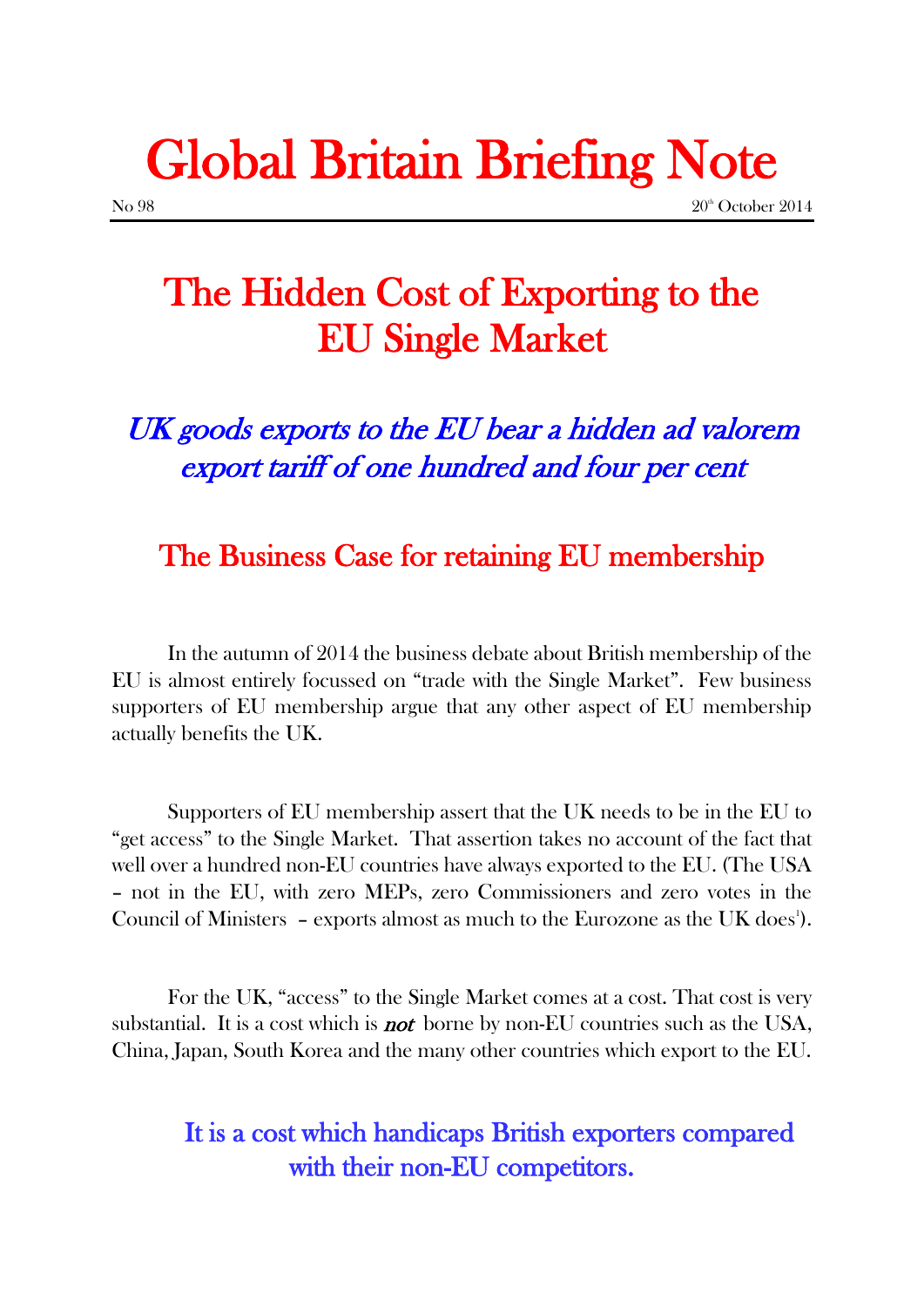# Global Britain Briefing Note

No 98 20th October 2014

## The Hidden Cost of Exporting to the EU Single Market

### *UK goods exports to the EU bear a hidden ad valorem export tariff of one hundred and four per cent*

## The Business Case for retaining EU membership

In the autumn of 2014 the business debate about British membership of the EU is almost entirely focussed on "trade with the Single Market". Few business supporters of EU membership argue that any other aspect of EU membership actually benefits the UK.

Supporters of EU membership assert that the UK needs to be in the EU to "get access" to the Single Market. That assertion takes no account of the fact that well over a hundred non-EU countries have always exported to the EU. (The USA – not in the EU, with zero MEPs, zero Commissioners and zero votes in the Council of Ministers – exports almost as much to the Eurozone as the UK does[1]).

For the UK, "access" to the Single Market comes at a cost. That cost is very substantial. It is a cost which is ***not*** borne by non-EU countries such as the USA, China, Japan, South Korea and the many other countries which export to the EU.

**It is a cost which handicaps British exporters compared with their non-EU competitors.**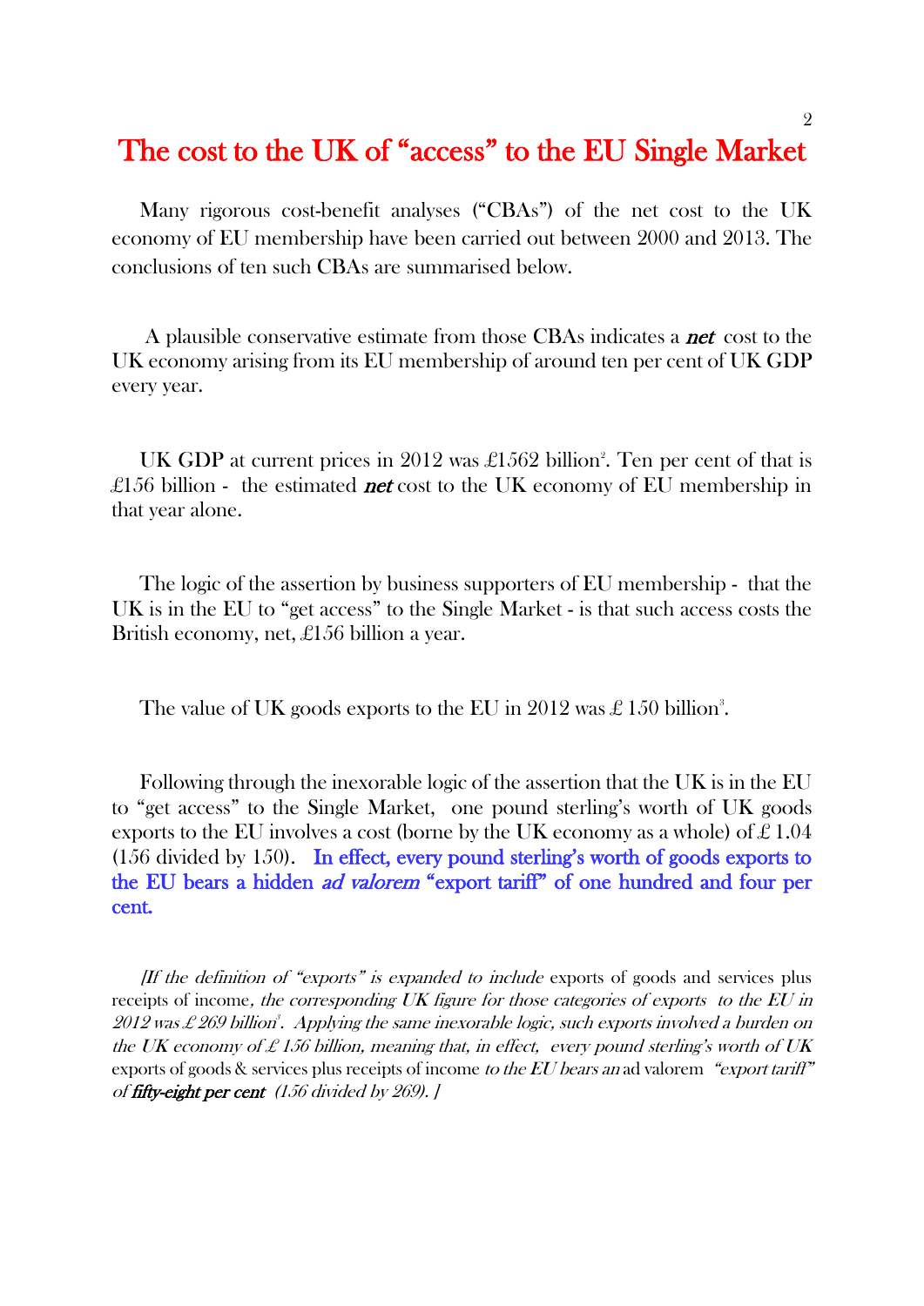# The cost to the UK of "access" to the EU Single Market

Many rigorous cost-benefit analyses ("CBAs") of the net cost to the UK economy of EU membership have been carried out between 2000 and 2013. The conclusions of ten such CBAs are summarised below.

A plausible conservative estimate from those CBAs indicates a ***net*** cost to the UK economy arising from its EU membership of around ten per cent of UK GDP every year.

UK GDP at current prices in 2012 was £1562 billion[2]. Ten per cent of that is £156 billion - the estimated ***net*** cost to the UK economy of EU membership in that year alone.

The logic of the assertion by business supporters of EU membership - that the UK is in the EU to "get access" to the Single Market - is that such access costs the British economy, net, £156 billion a year.

The value of UK goods exports to the EU in 2012 was £ 150 billion[3].

Following through the inexorable logic of the assertion that the UK is in the EU to "get access" to the Single Market, one pound sterling's worth of UK goods exports to the EU involves a cost (borne by the UK economy as a whole) of £ 1.04 (156 divided by 150). **In effect, every pound sterling's worth of goods exports to the EU bears a hidden *ad valorem* "export tariff" of one hundred and four per cent.**

*[If the definition of "exports" is expanded to include* exports of goods and services plus receipts of income*, the corresponding UK figure for those categories of exports to the EU in 2012 was £ 269 billion*[3]*. Applying the same inexorable logic, such exports involved a burden on the UK economy of £ 156 billion, meaning that, in effect, every pound sterling's worth of UK* exports of goods & services plus receipts of income *to the EU bears an* ad valorem *"export tariff" of **fifty-eight per cent** (156 divided by 269). ]*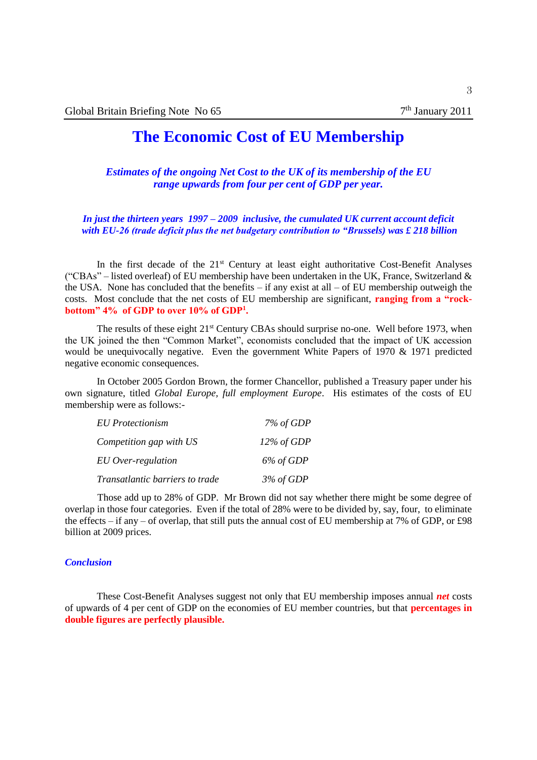# The Economic Cost of EU Membership

***Estimates of the ongoing Net Cost to the UK of its membership of the EU range upwards from four per cent of GDP per year.***

***In just the thirteen years 1997 – 2009 inclusive, the cumulated UK current account deficit with EU-26 (trade deficit plus the net budgetary contribution to "Brussels) was £ 218 billion***

In the first decade of the 21st Century at least eight authoritative Cost-Benefit Analyses ("CBAs" – listed overleaf) of EU membership have been undertaken in the UK, France, Switzerland & the USA. None has concluded that the benefits – if any exist at all – of EU membership outweigh the costs. Most conclude that the net costs of EU membership are significant, **ranging from a "rock-bottom" 4% of GDP to over 10% of GDP[1].**

The results of these eight 21st Century CBAs should surprise no-one. Well before 1973, when the UK joined the then "Common Market", economists concluded that the impact of UK accession would be unequivocally negative. Even the government White Papers of 1970 & 1971 predicted negative economic consequences.

In October 2005 Gordon Brown, the former Chancellor, published a Treasury paper under his own signature, titled *Global Europe, full employment Europe*. His estimates of the costs of EU membership were as follows:-

| | |
|---|---|
| *EU Protectionism* | *7% of GDP* |
| *Competition gap with US* | *12% of GDP* |
| *EU Over-regulation* | *6% of GDP* |
| *Transatlantic barriers to trade* | *3% of GDP* |

Those add up to 28% of GDP. Mr Brown did not say whether there might be some degree of overlap in those four categories. Even if the total of 28% were to be divided by, say, four, to eliminate the effects – if any – of overlap, that still puts the annual cost of EU membership at 7% of GDP, or £98 billion at 2009 prices.

### *Conclusion*

These Cost-Benefit Analyses suggest not only that EU membership imposes annual ***net*** costs of upwards of 4 per cent of GDP on the economies of EU member countries, but that **percentages in double figures are perfectly plausible.**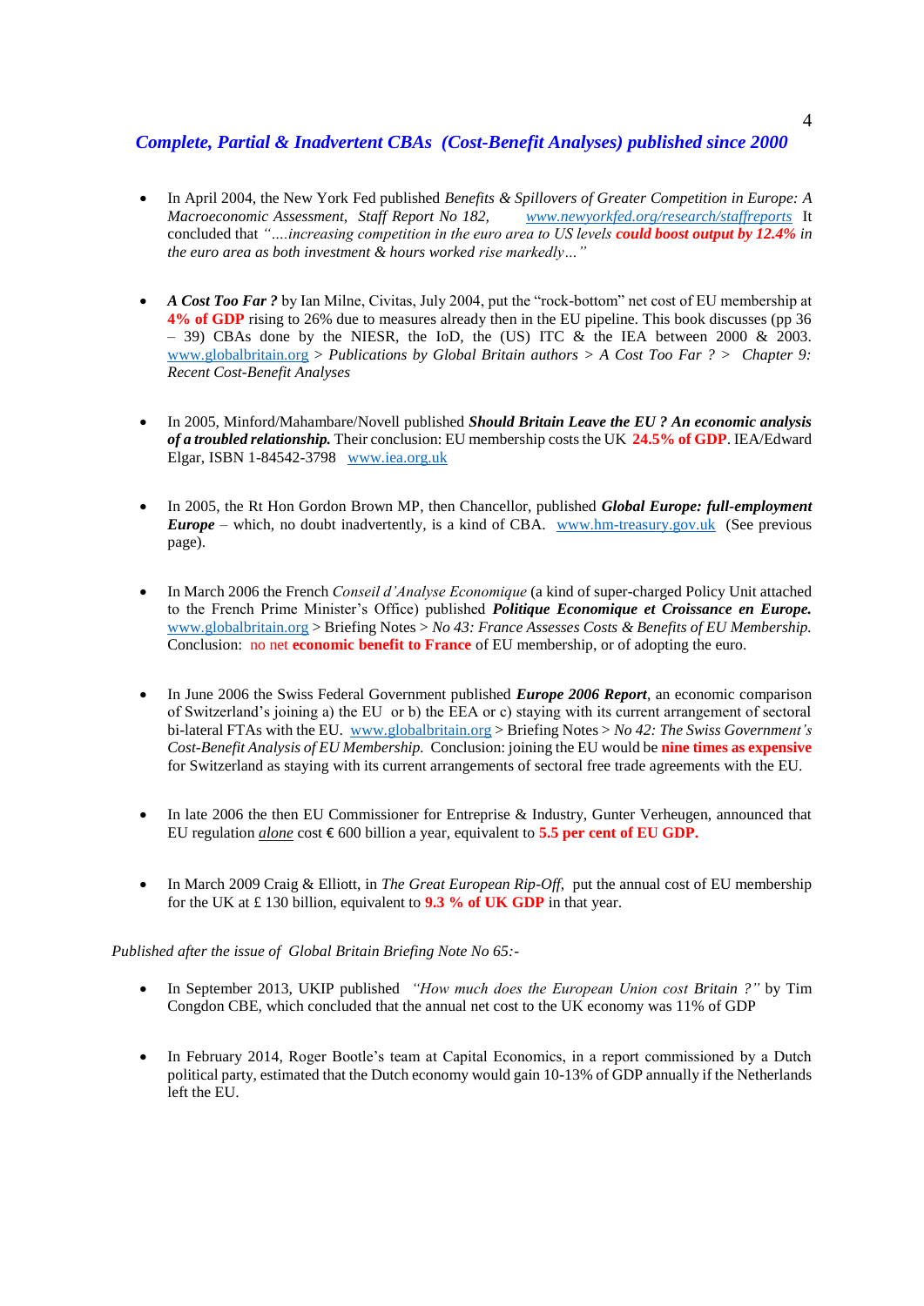## *Complete, Partial & Inadvertent CBAs (Cost-Benefit Analyses) published since 2000*

- In April 2004, the New York Fed published *Benefits & Spillovers of Greater Competition in Europe: A Macroeconomic Assessment, Staff Report No 182,* *www.newyorkfed.org/research/staffreports* It concluded that *"….increasing competition in the euro area to US levels* ***could boost output by 12.4%*** *in the euro area as both investment & hours worked rise markedly…"*

- ***A Cost Too Far ?*** by Ian Milne, Civitas, July 2004, put the "rock-bottom" net cost of EU membership at **4% of GDP** rising to 26% due to measures already then in the EU pipeline. This book discusses (pp 36 – 39) CBAs done by the NIESR, the IoD, the (US) ITC & the IEA between 2000 & 2003. www.globalbritain.org > *Publications by Global Britain authors > A Cost Too Far ? > Chapter 9: Recent Cost-Benefit Analyses*

- In 2005, Minford/Mahambare/Novell published ***Should Britain Leave the EU ? An economic analysis of a troubled relationship.*** Their conclusion: EU membership costs the UK **24.5% of GDP**. IEA/Edward Elgar, ISBN 1-84542-3798 www.iea.org.uk

- In 2005, the Rt Hon Gordon Brown MP, then Chancellor, published ***Global Europe: full-employment Europe*** – which, no doubt inadvertently, is a kind of CBA. www.hm-treasury.gov.uk (See previous page).

- In March 2006 the French *Conseil d'Analyse Economique* (a kind of super-charged Policy Unit attached to the French Prime Minister's Office) published ***Politique Economique et Croissance en Europe.*** www.globalbritain.org > Briefing Notes > *No 43: France Assesses Costs & Benefits of EU Membership.* Conclusion: no net **economic benefit to France** of EU membership, or of adopting the euro.

- In June 2006 the Swiss Federal Government published ***Europe 2006 Report***, an economic comparison of Switzerland's joining a) the EU or b) the EEA or c) staying with its current arrangement of sectoral bi-lateral FTAs with the EU. www.globalbritain.org > Briefing Notes > *No 42: The Swiss Government's Cost-Benefit Analysis of EU Membership.* Conclusion: joining the EU would be **nine times as expensive** for Switzerland as staying with its current arrangements of sectoral free trade agreements with the EU.

- In late 2006 the then EU Commissioner for Entreprise & Industry, Gunter Verheugen, announced that EU regulation *alone* cost € 600 billion a year, equivalent to **5.5 per cent of EU GDP.**

- In March 2009 Craig & Elliott, in *The Great European Rip-Off,* put the annual cost of EU membership for the UK at £ 130 billion, equivalent to **9.3 % of UK GDP** in that year.

*Published after the issue of Global Britain Briefing Note No 65:-*

- In September 2013, UKIP published *"How much does the European Union cost Britain ?"* by Tim Congdon CBE, which concluded that the annual net cost to the UK economy was 11% of GDP

- In February 2014, Roger Bootle's team at Capital Economics, in a report commissioned by a Dutch political party, estimated that the Dutch economy would gain 10-13% of GDP annually if the Netherlands left the EU.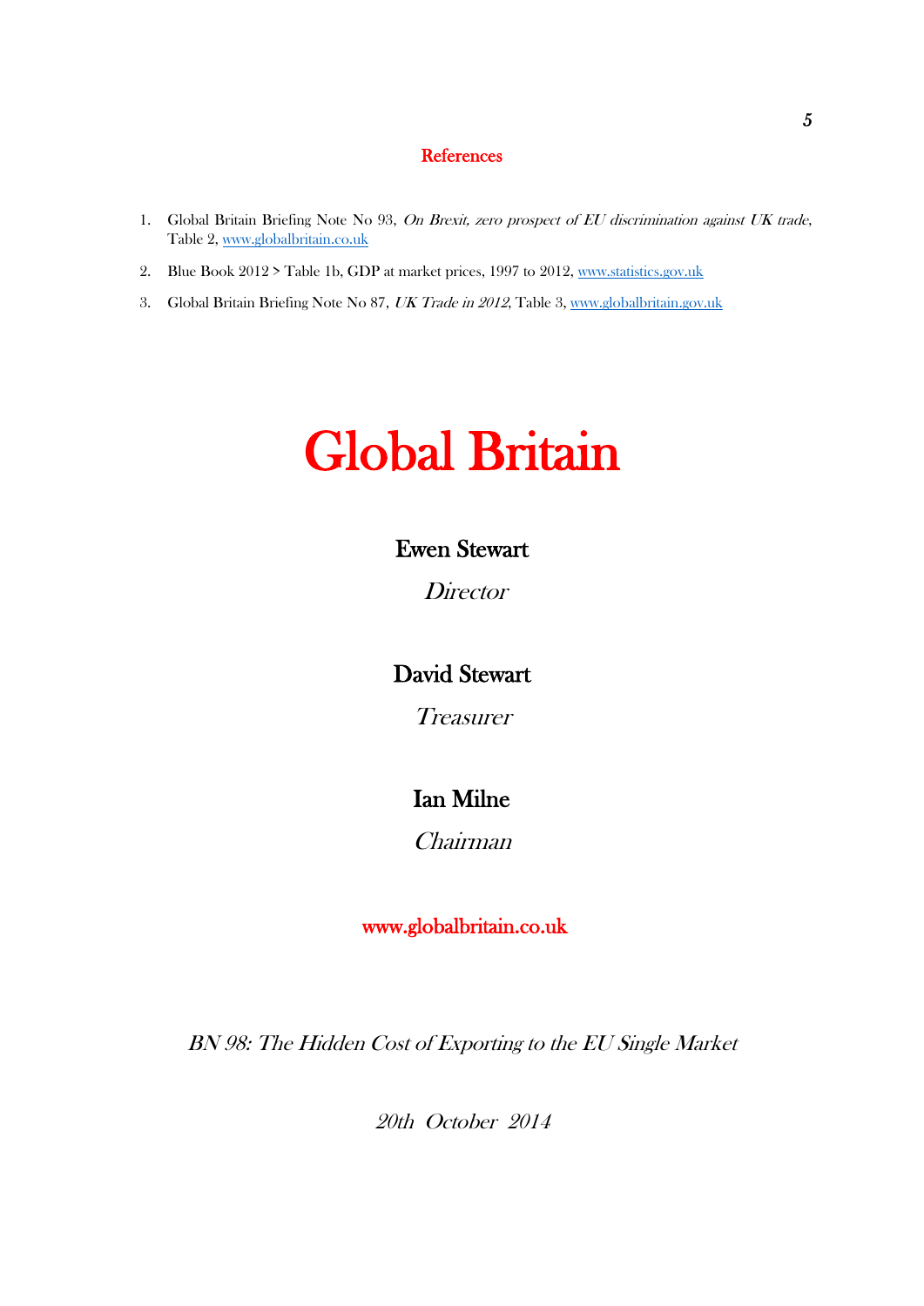## References

1. Global Britain Briefing Note No 93, *On Brexit, zero prospect of EU discrimination against UK trade*, Table 2, www.globalbritain.co.uk

2. Blue Book 2012 > Table 1b, GDP at market prices, 1997 to 2012, www.statistics.gov.uk

3. Global Britain Briefing Note No 87, *UK Trade in 2012*, Table 3, www.globalbritain.gov.uk

# Global Britain

**Ewen Stewart**

*Director*

**David Stewart**

*Treasurer*

**Ian Milne**

*Chairman*

**www.globalbritain.co.uk**

*BN 98: The Hidden Cost of Exporting to the EU Single Market*

*20th October 2014*